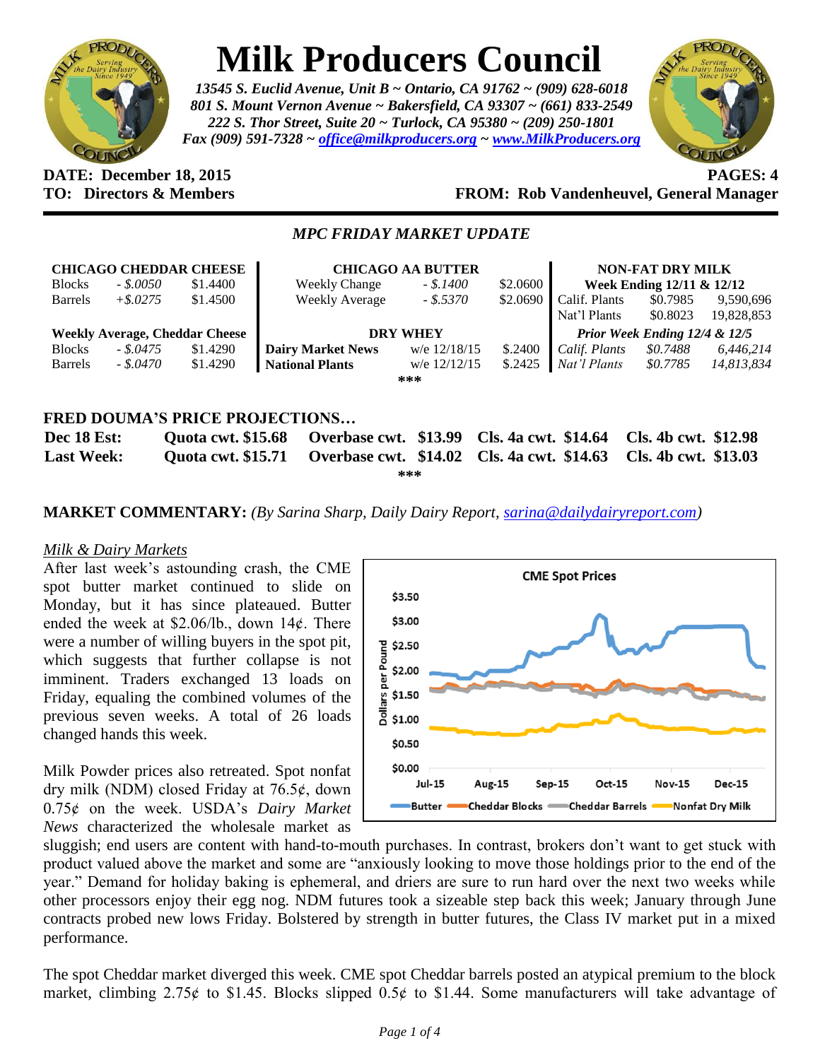# Milk Producers Council

*13545 S. Euclid Avenue, Unit B ~ Ontario, CA 91762 ~ (909) 628-6018*
*801 S. Mount Vernon Avenue ~ Bakersfield, CA 93307 ~ (661) 833-2549*
*222 S. Thor Street, Suite 20 ~ Turlock, CA 95380 ~ (209) 250-1801*
*Fax (909) 591-7328 ~ office@milkproducers.org ~ www.MilkProducers.org*

**DATE: December 18, 2015** **PAGES: 4**
**TO: Directors & Members** **FROM: Rob Vandenheuvel, General Manager**

## *MPC FRIDAY MARKET UPDATE*

| CHICAGO CHEDDAR CHEESE | | | CHICAGO AA BUTTER | | | NON-FAT DRY MILK | | |
|---|---|---|---|---|---|---|---|---|
| Blocks | *- $.0050* | $1.4400 | Weekly Change | *- $.1400* | $2.0600 | **Week Ending 12/11 & 12/12** | | |
| Barrels | *+$.0275* | $1.4500 | Weekly Average | *- $.5370* | $2.0690 | Calif. Plants | $0.7985 | 9,590,696 |
| | | | | | | Nat'l Plants | $0.8023 | 19,828,853 |
| **Weekly Average, Cheddar Cheese** | | | **DRY WHEY** | | | ***Prior Week Ending 12/4 & 12/5*** | | |
| Blocks | *- $.0475* | $1.4290 | **Dairy Market News** | w/e 12/18/15 | $.2400 | *Calif. Plants* | *$0.7488* | *6,446,214* |
| Barrels | *- $.0470* | $1.4290 | **National Plants** | w/e 12/12/15 | $.2425 | *Nat'l Plants* | *$0.7785* | *14,813,834* |

\*\*\*

### FRED DOUMA'S PRICE PROJECTIONS…

| | | | | |
|---|---|---|---|---|
| **Dec 18 Est:** | **Quota cwt. $15.68** | **Overbase cwt. $13.99** | **Cls. 4a cwt. $14.64** | **Cls. 4b cwt. $12.98** |
| **Last Week:** | **Quota cwt. $15.71** | **Overbase cwt. $14.02** | **Cls. 4a cwt. $14.63** | **Cls. 4b cwt. $13.03** |

\*\*\*

**MARKET COMMENTARY:** *(By Sarina Sharp, Daily Dairy Report, sarina@dailydairyreport.com)*

*Milk & Dairy Markets*

After last week's astounding crash, the CME spot butter market continued to slide on Monday, but it has since plateaued. Butter ended the week at $2.06/lb., down 14¢. There were a number of willing buyers in the spot pit, which suggests that further collapse is not imminent. Traders exchanged 13 loads on Friday, equaling the combined volumes of the previous seven weeks. A total of 26 loads changed hands this week.

Milk Powder prices also retreated. Spot nonfat dry milk (NDM) closed Friday at 76.5¢, down 0.75¢ on the week. USDA's *Dairy Market News* characterized the wholesale market as sluggish; end users are content with hand-to-mouth purchases. In contrast, brokers don't want to get stuck with product valued above the market and some are "anxiously looking to move those holdings prior to the end of the year." Demand for holiday baking is ephemeral, and driers are sure to run hard over the next two weeks while other processors enjoy their egg nog. NDM futures took a sizeable step back this week; January through June contracts probed new lows Friday. Bolstered by strength in butter futures, the Class IV market put in a mixed performance.

The spot Cheddar market diverged this week. CME spot Cheddar barrels posted an atypical premium to the block market, climbing 2.75¢ to $1.45. Blocks slipped 0.5¢ to $1.44. Some manufacturers will take advantage of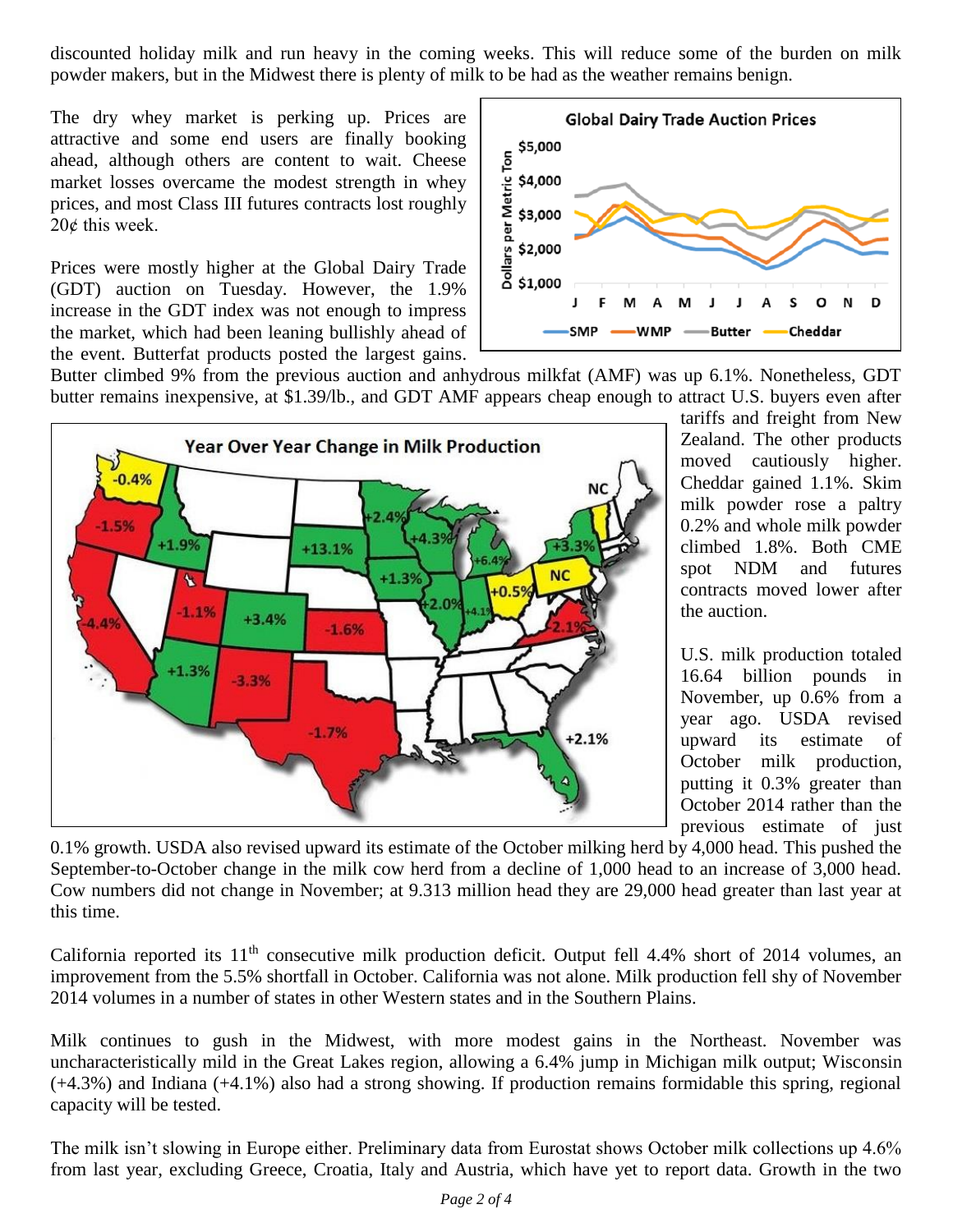discounted holiday milk and run heavy in the coming weeks. This will reduce some of the burden on milk powder makers, but in the Midwest there is plenty of milk to be had as the weather remains benign.

The dry whey market is perking up. Prices are attractive and some end users are finally booking ahead, although others are content to wait. Cheese market losses overcame the modest strength in whey prices, and most Class III futures contracts lost roughly 20¢ this week.

Prices were mostly higher at the Global Dairy Trade (GDT) auction on Tuesday. However, the 1.9% increase in the GDT index was not enough to impress the market, which had been leaning bullishly ahead of the event. Butterfat products posted the largest gains. Butter climbed 9% from the previous auction and anhydrous milkfat (AMF) was up 6.1%. Nonetheless, GDT butter remains inexpensive, at $1.39/lb., and GDT AMF appears cheap enough to attract U.S. buyers even after tariffs and freight from New Zealand. The other products moved cautiously higher. Cheddar gained 1.1%. Skim milk powder rose a paltry 0.2% and whole milk powder climbed 1.8%. Both CME spot NDM and futures contracts moved lower after the auction.

U.S. milk production totaled 16.64 billion pounds in November, up 0.6% from a year ago. USDA revised upward its estimate of October milk production, putting it 0.3% greater than October 2014 rather than the previous estimate of just 0.1% growth. USDA also revised upward its estimate of the October milking herd by 4,000 head. This pushed the September-to-October change in the milk cow herd from a decline of 1,000 head to an increase of 3,000 head. Cow numbers did not change in November; at 9.313 million head they are 29,000 head greater than last year at this time.

California reported its 11th consecutive milk production deficit. Output fell 4.4% short of 2014 volumes, an improvement from the 5.5% shortfall in October. California was not alone. Milk production fell shy of November 2014 volumes in a number of states in other Western states and in the Southern Plains.

Milk continues to gush in the Midwest, with more modest gains in the Northeast. November was uncharacteristically mild in the Great Lakes region, allowing a 6.4% jump in Michigan milk output; Wisconsin (+4.3%) and Indiana (+4.1%) also had a strong showing. If production remains formidable this spring, regional capacity will be tested.

The milk isn't slowing in Europe either. Preliminary data from Eurostat shows October milk collections up 4.6% from last year, excluding Greece, Croatia, Italy and Austria, which have yet to report data. Growth in the two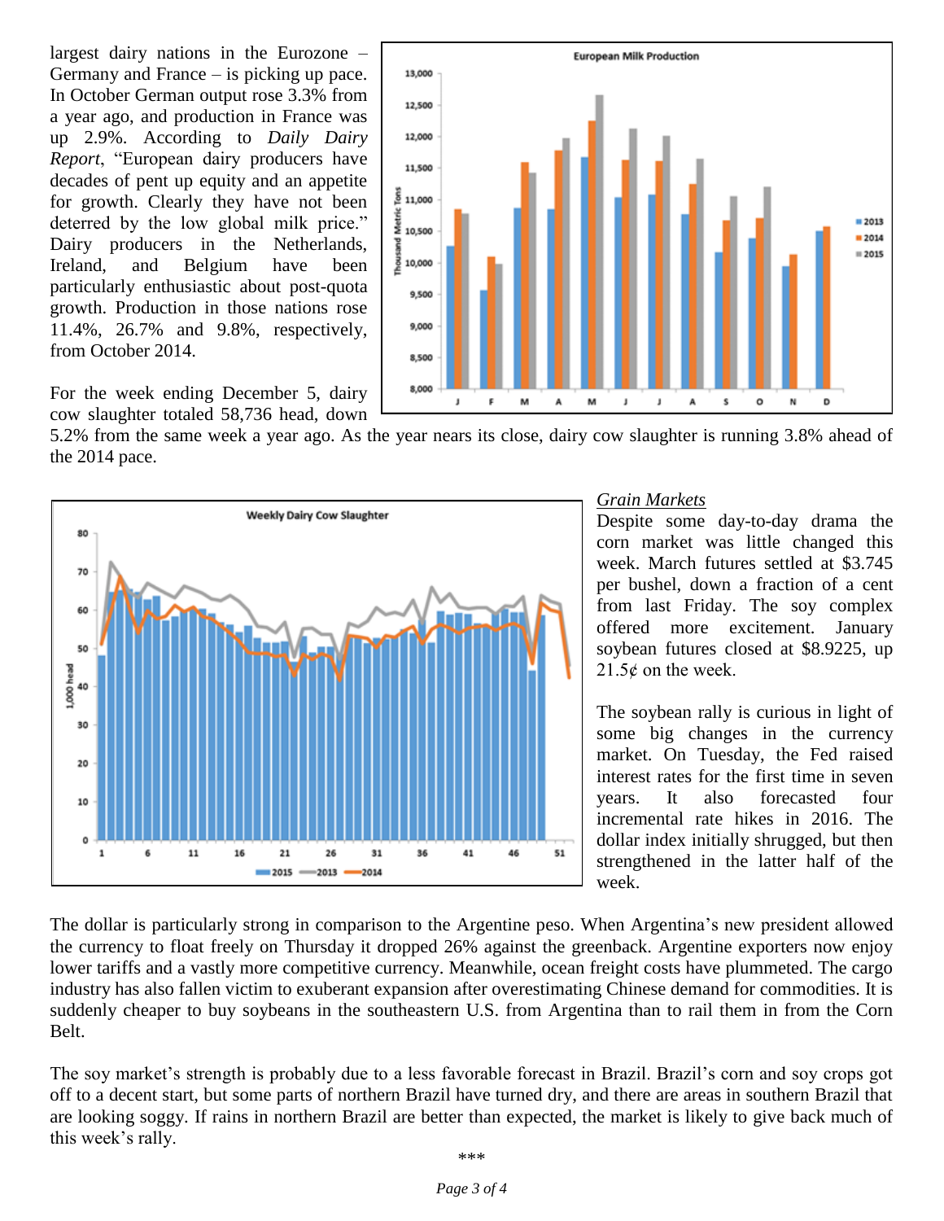largest dairy nations in the Eurozone – Germany and France – is picking up pace. In October German output rose 3.3% from a year ago, and production in France was up 2.9%. According to *Daily Dairy Report*, "European dairy producers have decades of pent up equity and an appetite for growth. Clearly they have not been deterred by the low global milk price." Dairy producers in the Netherlands, Ireland, and Belgium have been particularly enthusiastic about post-quota growth. Production in those nations rose 11.4%, 26.7% and 9.8%, respectively, from October 2014.

For the week ending December 5, dairy cow slaughter totaled 58,736 head, down 5.2% from the same week a year ago. As the year nears its close, dairy cow slaughter is running 3.8% ahead of the 2014 pace.

## *Grain Markets*

Despite some day-to-day drama the corn market was little changed this week. March futures settled at $3.745 per bushel, down a fraction of a cent from last Friday. The soy complex offered more excitement. January soybean futures closed at $8.9225, up 21.5¢ on the week.

The soybean rally is curious in light of some big changes in the currency market. On Tuesday, the Fed raised interest rates for the first time in seven years. It also forecasted four incremental rate hikes in 2016. The dollar index initially shrugged, but then strengthened in the latter half of the week.

The dollar is particularly strong in comparison to the Argentine peso. When Argentina's new president allowed the currency to float freely on Thursday it dropped 26% against the greenback. Argentine exporters now enjoy lower tariffs and a vastly more competitive currency. Meanwhile, ocean freight costs have plummeted. The cargo industry has also fallen victim to exuberant expansion after overestimating Chinese demand for commodities. It is suddenly cheaper to buy soybeans in the southeastern U.S. from Argentina than to rail them in from the Corn Belt.

The soy market's strength is probably due to a less favorable forecast in Brazil. Brazil's corn and soy crops got off to a decent start, but some parts of northern Brazil have turned dry, and there are areas in southern Brazil that are looking soggy. If rains in northern Brazil are better than expected, the market is likely to give back much of this week's rally.

\*\*\*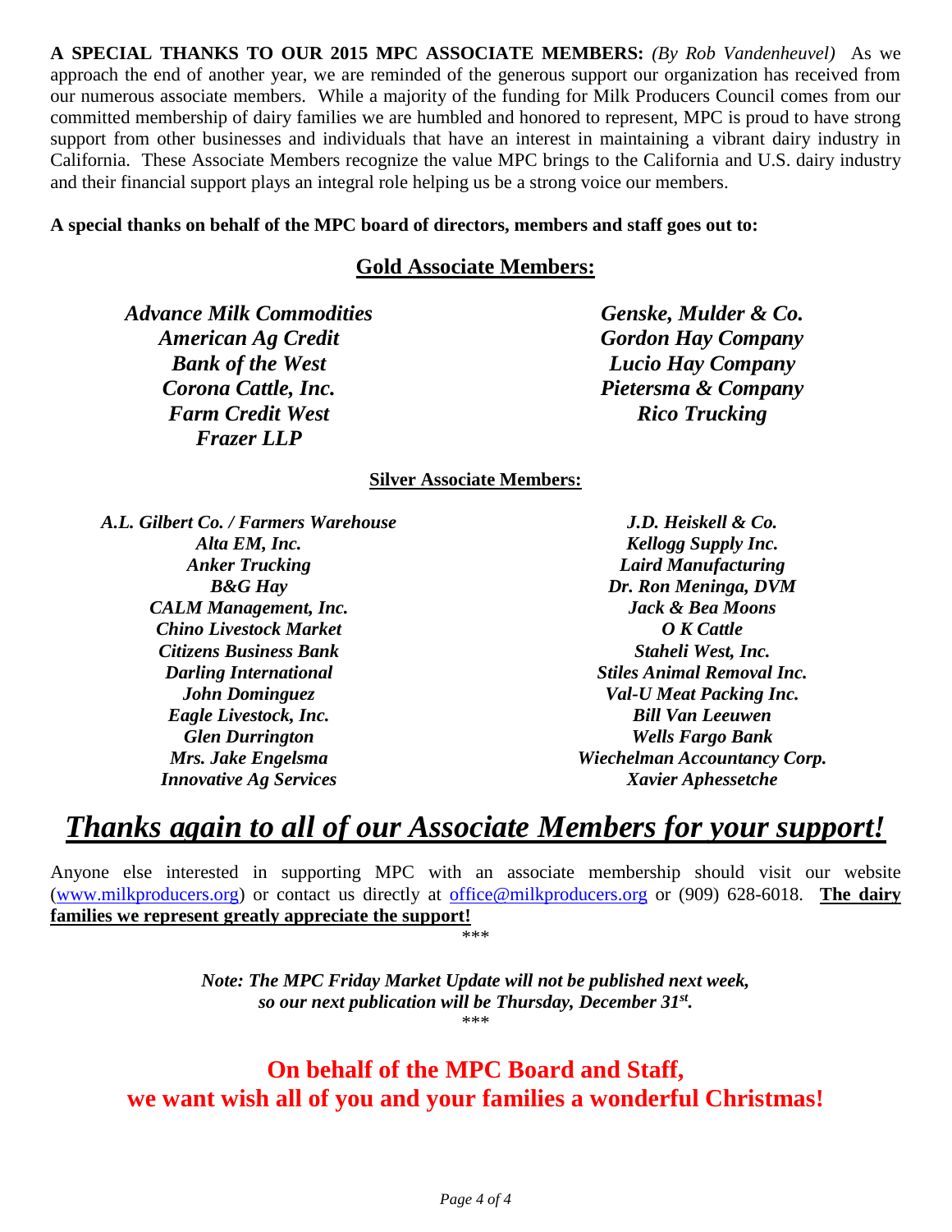**A SPECIAL THANKS TO OUR 2015 MPC ASSOCIATE MEMBERS:** *(By Rob Vandenheuvel)* As we approach the end of another year, we are reminded of the generous support our organization has received from our numerous associate members. While a majority of the funding for Milk Producers Council comes from our committed membership of dairy families we are humbled and honored to represent, MPC is proud to have strong support from other businesses and individuals that have an interest in maintaining a vibrant dairy industry in California. These Associate Members recognize the value MPC brings to the California and U.S. dairy industry and their financial support plays an integral role helping us be a strong voice our members.

**A special thanks on behalf of the MPC board of directors, members and staff goes out to:**

## Gold Associate Members:

***Advance Milk Commodities***
***American Ag Credit***
***Bank of the West***
***Corona Cattle, Inc.***
***Farm Credit West***
***Frazer LLP***
***Genske, Mulder & Co.***
***Gordon Hay Company***
***Lucio Hay Company***
***Pietersma & Company***
***Rico Trucking***

### Silver Associate Members:

***A.L. Gilbert Co. / Farmers Warehouse***
***Alta EM, Inc.***
***Anker Trucking***
***B&G Hay***
***CALM Management, Inc.***
***Chino Livestock Market***
***Citizens Business Bank***
***Darling International***
***John Dominguez***
***Eagle Livestock, Inc.***
***Glen Durrington***
***Mrs. Jake Engelsma***
***Innovative Ag Services***
***J.D. Heiskell & Co.***
***Kellogg Supply Inc.***
***Laird Manufacturing***
***Dr. Ron Meninga, DVM***
***Jack & Bea Moons***
***O K Cattle***
***Staheli West, Inc.***
***Stiles Animal Removal Inc.***
***Val-U Meat Packing Inc.***
***Bill Van Leeuwen***
***Wells Fargo Bank***
***Wiechelman Accountancy Corp.***
***Xavier Aphessetche***

# *Thanks again to all of our Associate Members for your support!*

Anyone else interested in supporting MPC with an associate membership should visit our website (www.milkproducers.org) or contact us directly at office@milkproducers.org or (909) 628-6018. **The dairy families we represent greatly appreciate the support!**

\*\*\*

***Note: The MPC Friday Market Update will not be published next week, so our next publication will be Thursday, December 31st.***

\*\*\*

**On behalf of the MPC Board and Staff, we want wish all of you and your families a wonderful Christmas!**